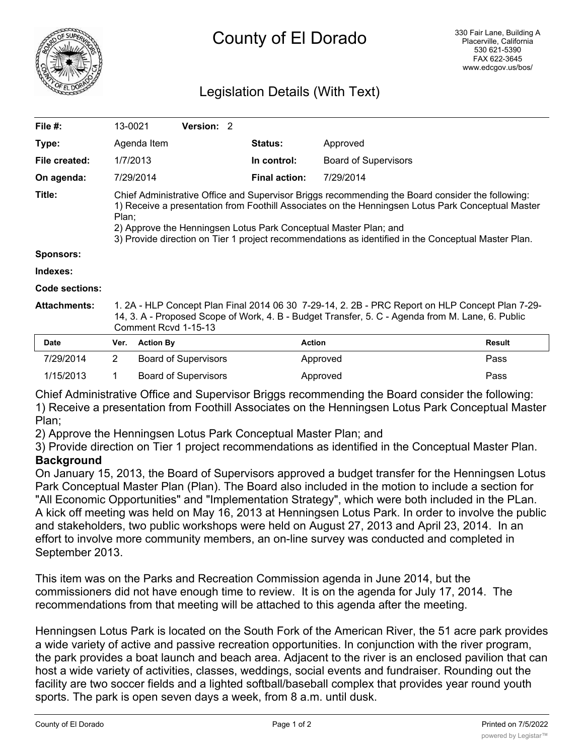# County of El Dorado

330 Fair Lane, Building A
Placerville, California
530 621-5390
FAX 622-3645
www.edcgov.us/bos/

## Legislation Details (With Text)

| | | | |
|---|---|---|---|
| **File #:** | 13-0021 **Version:** 2 | | |
| **Type:** | Agenda Item | **Status:** | Approved |
| **File created:** | 1/7/2013 | **In control:** | Board of Supervisors |
| **On agenda:** | 7/29/2014 | **Final action:** | 7/29/2014 |

**Title:** Chief Administrative Office and Supervisor Briggs recommending the Board consider the following:
1) Receive a presentation from Foothill Associates on the Henningsen Lotus Park Conceptual Master Plan;
2) Approve the Henningsen Lotus Park Conceptual Master Plan; and
3) Provide direction on Tier 1 project recommendations as identified in the Conceptual Master Plan.

**Sponsors:**

**Indexes:**

**Code sections:**

**Attachments:** 1. 2A - HLP Concept Plan Final 2014 06 30 7-29-14, 2. 2B - PRC Report on HLP Concept Plan 7-29-14, 3. A - Proposed Scope of Work, 4. B - Budget Transfer, 5. C - Agenda from M. Lane, 6. Public Comment Rcvd 1-15-13

| Date | Ver. | Action By | Action | Result |
|---|---|---|---|---|
| 7/29/2014 | 2 | Board of Supervisors | Approved | Pass |
| 1/15/2013 | 1 | Board of Supervisors | Approved | Pass |

Chief Administrative Office and Supervisor Briggs recommending the Board consider the following:
1) Receive a presentation from Foothill Associates on the Henningsen Lotus Park Conceptual Master Plan;
2) Approve the Henningsen Lotus Park Conceptual Master Plan; and
3) Provide direction on Tier 1 project recommendations as identified in the Conceptual Master Plan.

**Background**

On January 15, 2013, the Board of Supervisors approved a budget transfer for the Henningsen Lotus Park Conceptual Master Plan (Plan). The Board also included in the motion to include a section for "All Economic Opportunities" and "Implementation Strategy", which were both included in the PLan. A kick off meeting was held on May 16, 2013 at Henningsen Lotus Park. In order to involve the public and stakeholders, two public workshops were held on August 27, 2013 and April 23, 2014. In an effort to involve more community members, an on-line survey was conducted and completed in September 2013.

This item was on the Parks and Recreation Commission agenda in June 2014, but the commissioners did not have enough time to review. It is on the agenda for July 17, 2014. The recommendations from that meeting will be attached to this agenda after the meeting.

Henningsen Lotus Park is located on the South Fork of the American River, the 51 acre park provides a wide variety of active and passive recreation opportunities. In conjunction with the river program, the park provides a boat launch and beach area. Adjacent to the river is an enclosed pavilion that can host a wide variety of activities, classes, weddings, social events and fundraiser. Rounding out the facility are two soccer fields and a lighted softball/baseball complex that provides year round youth sports. The park is open seven days a week, from 8 a.m. until dusk.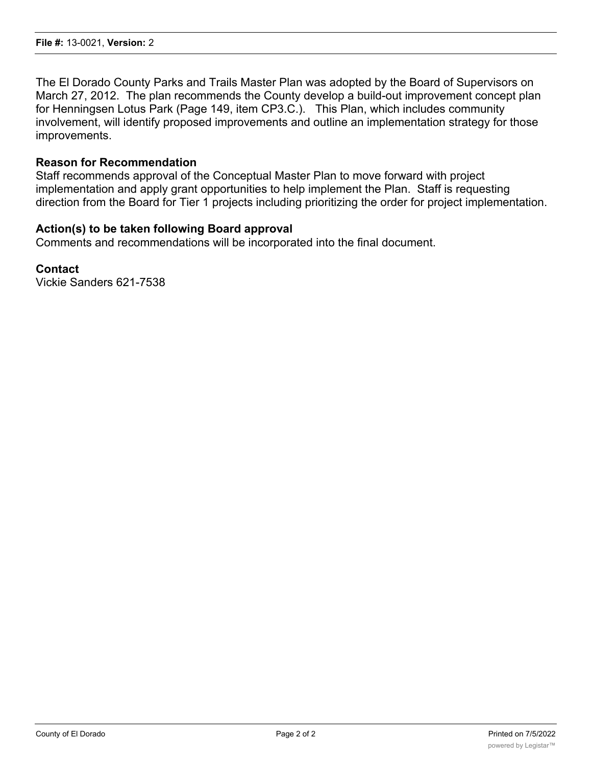The El Dorado County Parks and Trails Master Plan was adopted by the Board of Supervisors on March 27, 2012. The plan recommends the County develop a build-out improvement concept plan for Henningsen Lotus Park (Page 149, item CP3.C.). This Plan, which includes community involvement, will identify proposed improvements and outline an implementation strategy for those improvements.

## Reason for Recommendation

Staff recommends approval of the Conceptual Master Plan to move forward with project implementation and apply grant opportunities to help implement the Plan. Staff is requesting direction from the Board for Tier 1 projects including prioritizing the order for project implementation.

## Action(s) to be taken following Board approval

Comments and recommendations will be incorporated into the final document.

## Contact

Vickie Sanders 621-7538